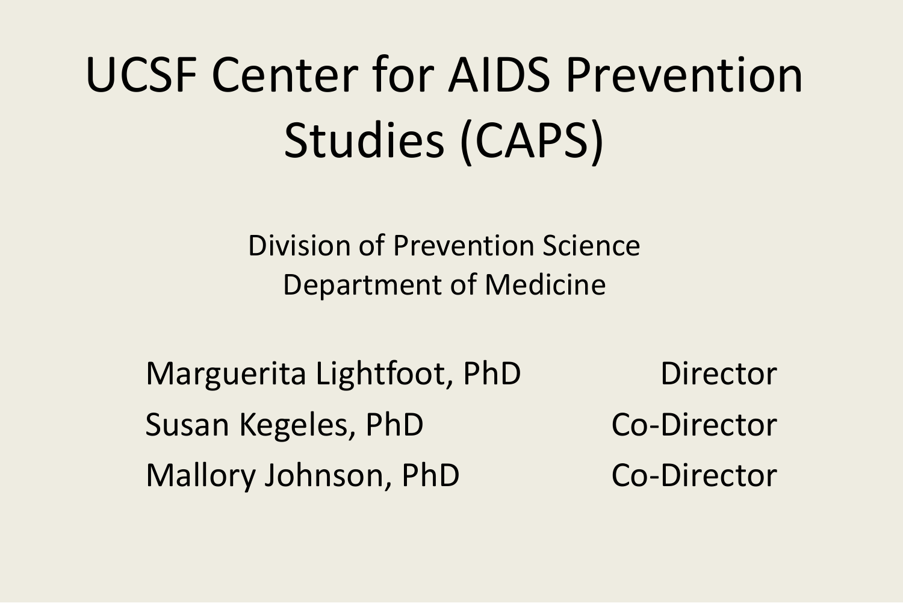# UCSF Center for AIDS Prevention Studies (CAPS)

Division of Prevention Science
Department of Medicine

| | |
|---|---|
| Marguerita Lightfoot, PhD | Director |
| Susan Kegeles, PhD | Co-Director |
| Mallory Johnson, PhD | Co-Director |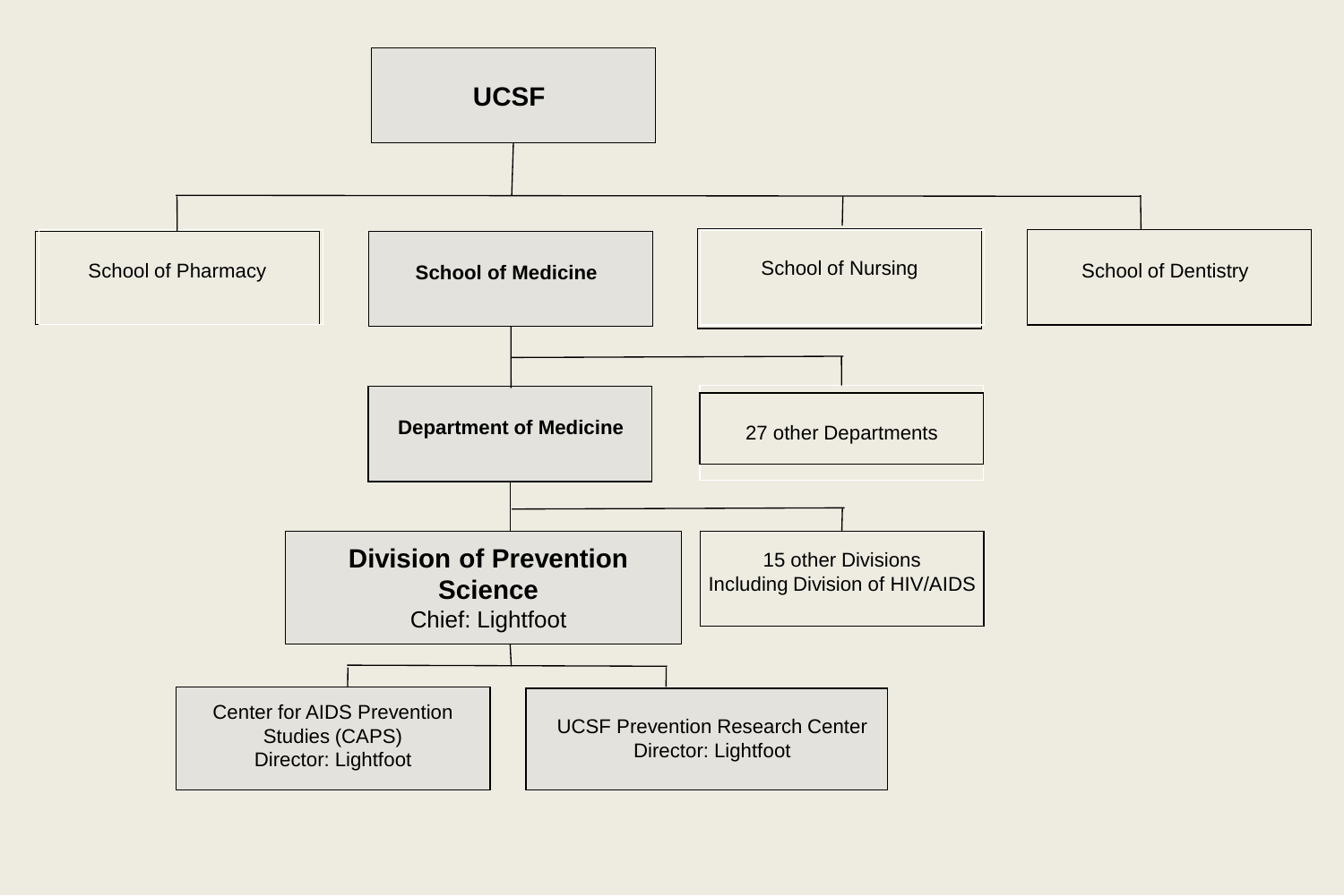- **UCSF**
  - School of Pharmacy
  - **School of Medicine**
    - **Department of Medicine**
      - **Division of Prevention Science**
        Chief: Lightfoot
        - Center for AIDS Prevention Studies (CAPS)
          Director: Lightfoot
        - UCSF Prevention Research Center
          Director: Lightfoot
      - 15 other Divisions Including Division of HIV/AIDS
    - 27 other Departments
  - School of Nursing
  - School of Dentistry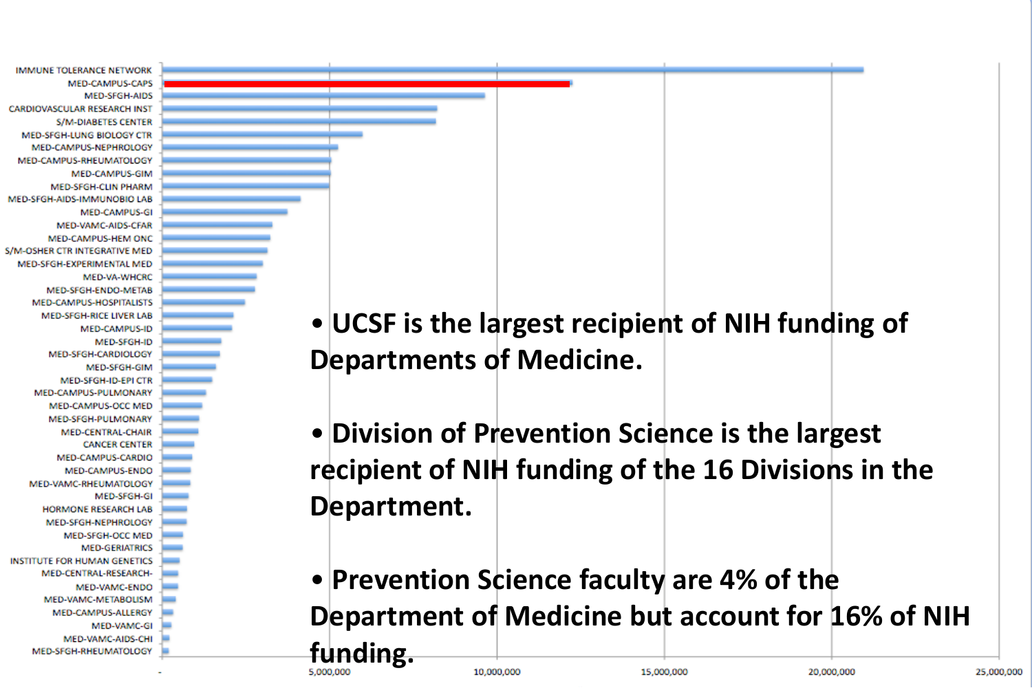| Division | NIH Funding |
|---|---|
| IMMUNE TOLERANCE NETWORK | |
| MED-CAMPUS-CAPS | |
| MED-SFGH-AIDS | |
| CARDIOVASCULAR RESEARCH INST | |
| S/M-DIABETES CENTER | |
| MED-SFGH-LUNG BIOLOGY CTR | |
| MED-CAMPUS-NEPHROLOGY | |
| MED-CAMPUS-RHEUMATOLOGY | |
| MED-CAMPUS-GIM | |
| MED-SFGH-CLIN PHARM | |
| MED-SFGH-AIDS-IMMUNOBIO LAB | |
| MED-CAMPUS-GI | |
| MED-VAMC-AIDS-CFAR | |
| MED-CAMPUS-HEM ONC | |
| S/M-OSHER CTR INTEGRATIVE MED | |
| MED-SFGH-EXPERIMENTAL MED | |
| MED-VA-WHCRC | |
| MED-SFGH-ENDO-METAB | |
| MED-CAMPUS-HOSPITALISTS | |
| MED-SFGH-RICE LIVER LAB | |
| MED-CAMPUS-ID | |
| MED-SFGH-ID | |
| MED-SFGH-CARDIOLOGY | |
| MED-SFGH-GIM | |
| MED-SFGH-ID-EPI CTR | |
| MED-CAMPUS-PULMONARY | |
| MED-CAMPUS-OCC MED | |
| MED-SFGH-PULMONARY | |
| MED-CENTRAL-CHAIR | |
| CANCER CENTER | |
| MED-CAMPUS-CARDIO | |
| MED-CAMPUS-ENDO | |
| MED-VAMC-RHEUMATOLOGY | |
| MED-SFGH-GI | |
| HORMONE RESEARCH LAB | |
| MED-SFGH-NEPHROLOGY | |
| MED-SFGH-OCC MED | |
| MED-GERIATRICS | |
| INSTITUTE FOR HUMAN GENETICS | |
| MED-CENTRAL-RESEARCH- | |
| MED-VAMC-ENDO | |
| MED-VAMC-METABOLISM | |
| MED-CAMPUS-ALLERGY | |
| MED-VAMC-GI | |
| MED-VAMC-AIDS-CHI | |
| MED-SFGH-RHEUMATOLOGY | |

Axis: -, 5,000,000, 10,000,000, 15,000,000, 20,000,000, 25,000,000

- UCSF is the largest recipient of NIH funding of Departments of Medicine.
- Division of Prevention Science is the largest recipient of NIH funding of the 16 Divisions in the Department.
- Prevention Science faculty are 4% of the Department of Medicine but account for 16% of NIH funding.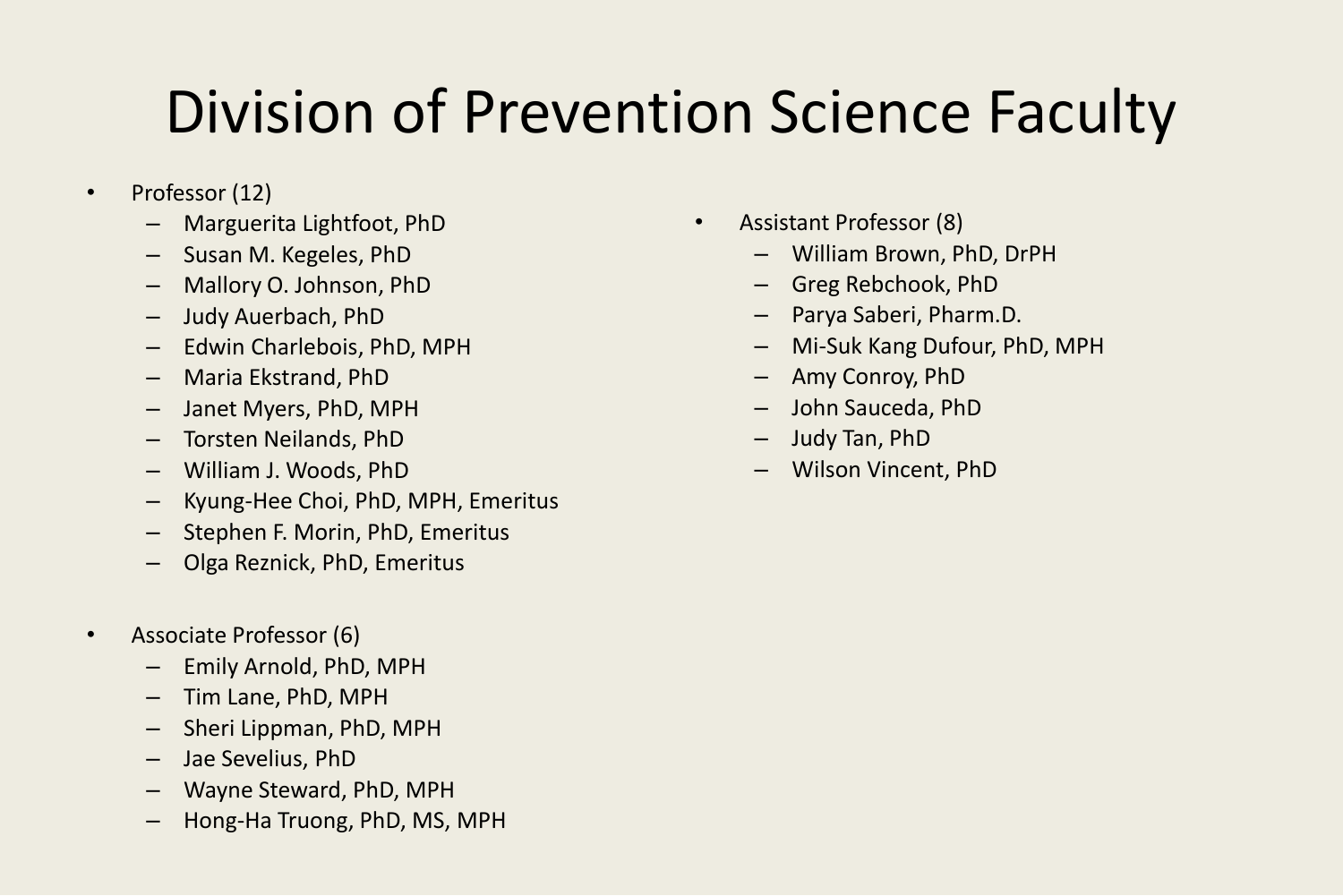# Division of Prevention Science Faculty

- Professor (12)
  - Marguerita Lightfoot, PhD
  - Susan M. Kegeles, PhD
  - Mallory O. Johnson, PhD
  - Judy Auerbach, PhD
  - Edwin Charlebois, PhD, MPH
  - Maria Ekstrand, PhD
  - Janet Myers, PhD, MPH
  - Torsten Neilands, PhD
  - William J. Woods, PhD
  - Kyung-Hee Choi, PhD, MPH, Emeritus
  - Stephen F. Morin, PhD, Emeritus
  - Olga Reznick, PhD, Emeritus

- Associate Professor (6)
  - Emily Arnold, PhD, MPH
  - Tim Lane, PhD, MPH
  - Sheri Lippman, PhD, MPH
  - Jae Sevelius, PhD
  - Wayne Steward, PhD, MPH
  - Hong-Ha Truong, PhD, MS, MPH

- Assistant Professor (8)
  - William Brown, PhD, DrPH
  - Greg Rebchook, PhD
  - Parya Saberi, Pharm.D.
  - Mi-Suk Kang Dufour, PhD, MPH
  - Amy Conroy, PhD
  - John Sauceda, PhD
  - Judy Tan, PhD
  - Wilson Vincent, PhD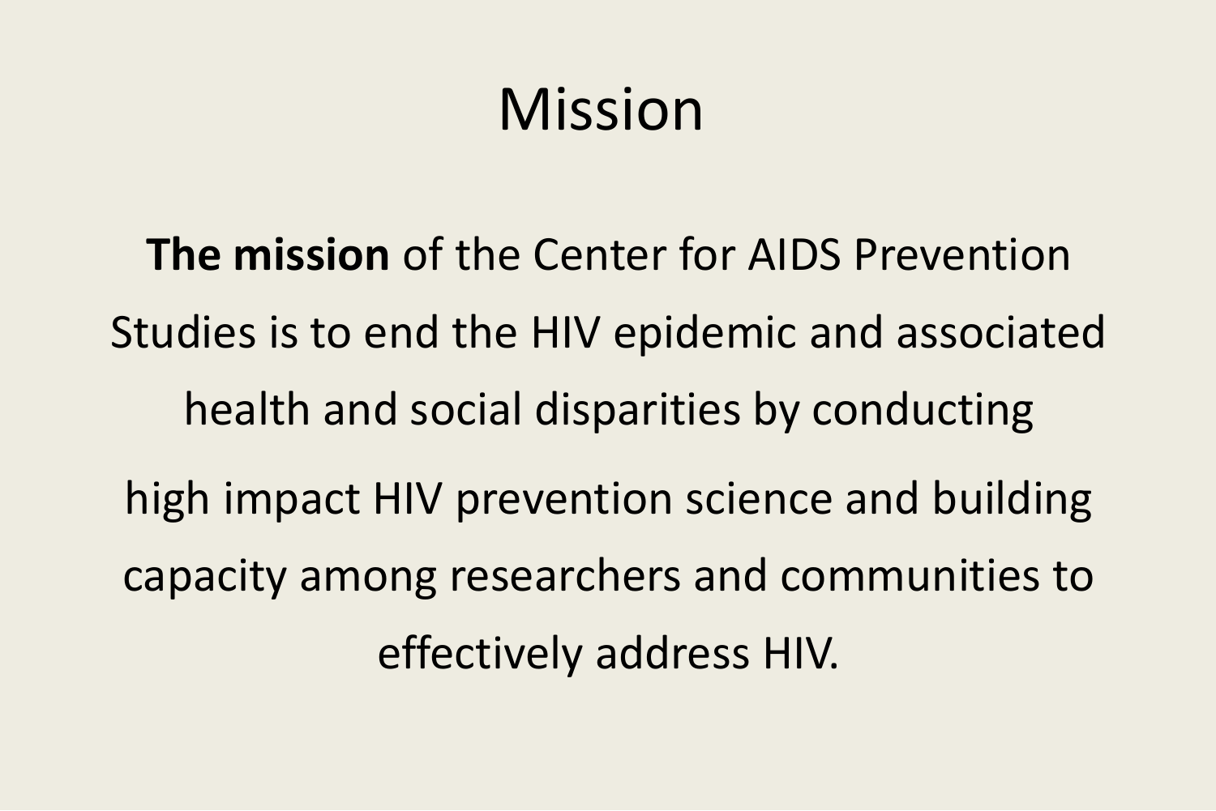# Mission

**The mission** of the Center for AIDS Prevention Studies is to end the HIV epidemic and associated health and social disparities by conducting high impact HIV prevention science and building capacity among researchers and communities to effectively address HIV.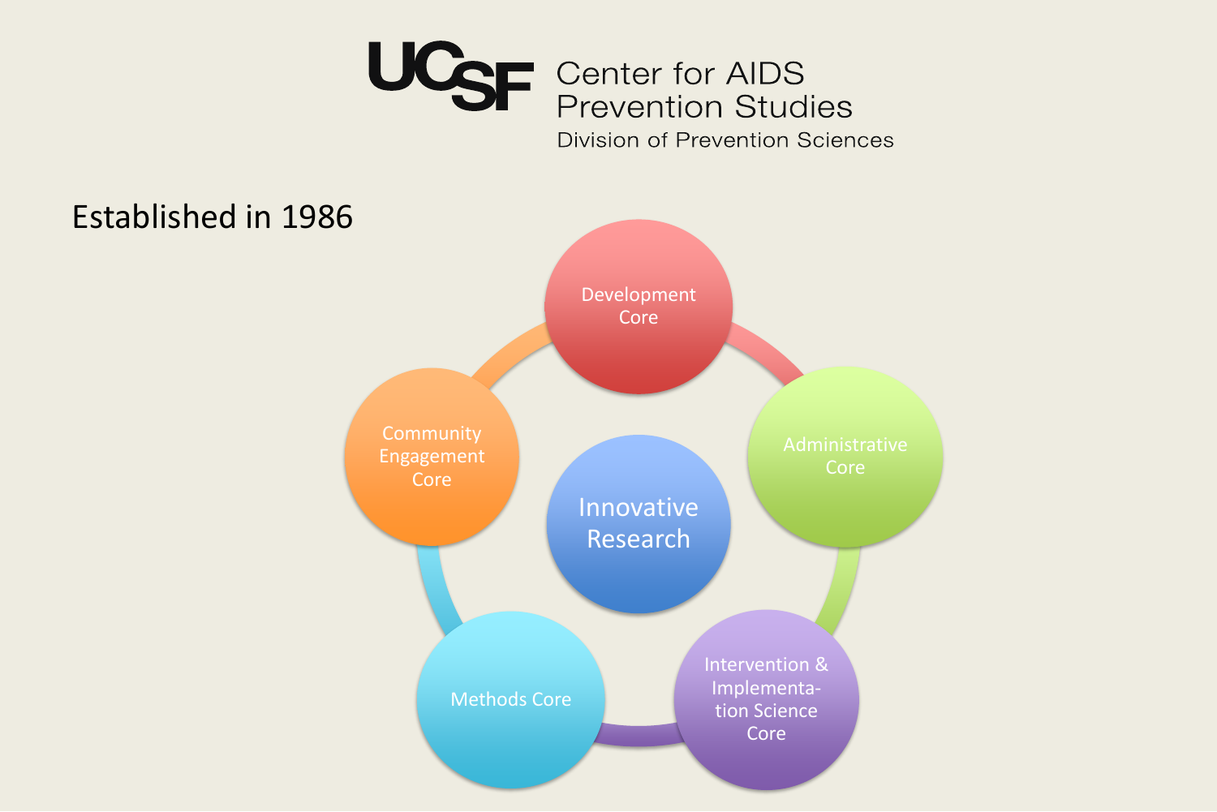# UCSF Center for AIDS Prevention Studies

Division of Prevention Sciences

Established in 1986

- Innovative Research
- Development Core
- Administrative Core
- Intervention & Implementation Science Core
- Methods Core
- Community Engagement Core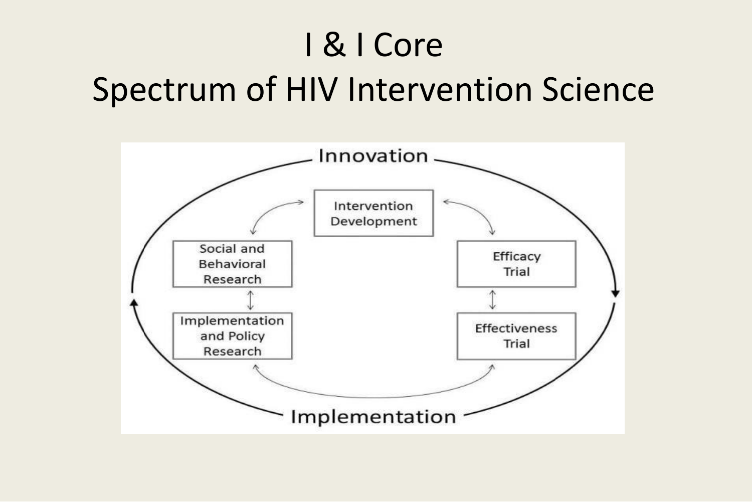# I & I Core
# Spectrum of HIV Intervention Science

Innovation

Intervention Development

Social and Behavioral Research

Efficacy Trial

Implementation and Policy Research

Effectiveness Trial

Implementation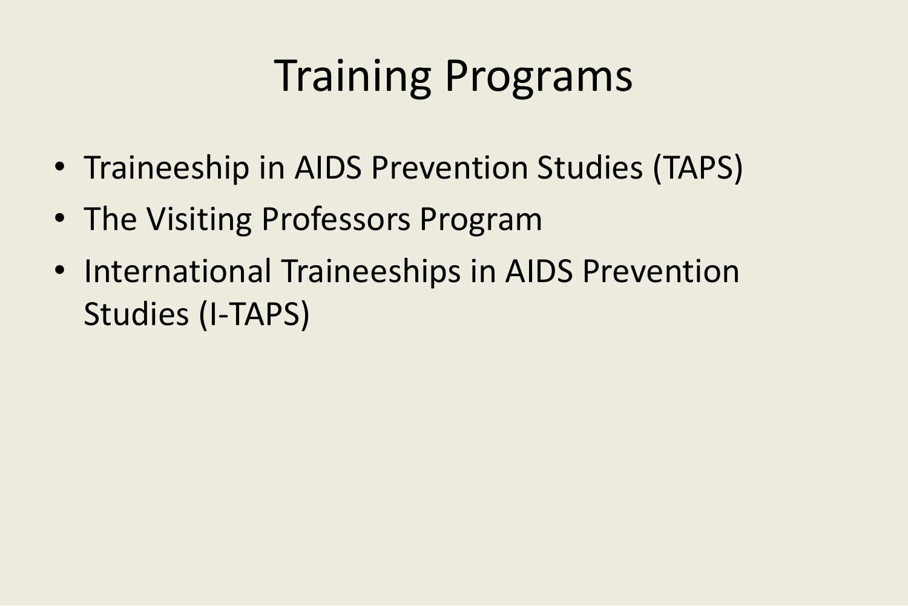# Training Programs

- Traineeship in AIDS Prevention Studies (TAPS)
- The Visiting Professors Program
- International Traineeships in AIDS Prevention Studies (I-TAPS)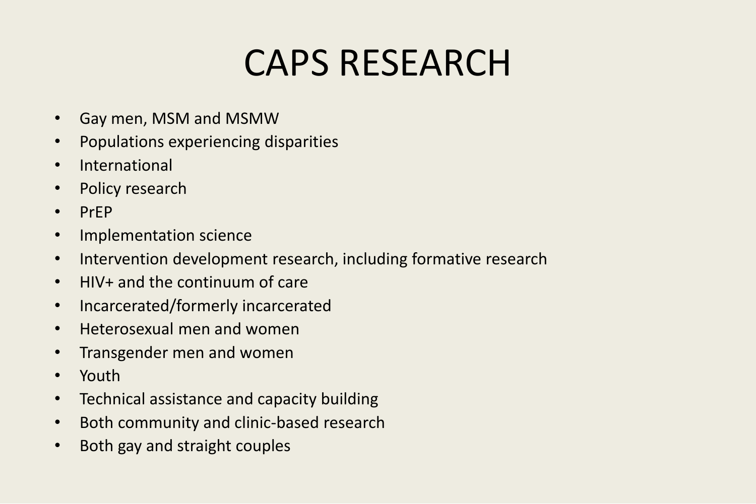# CAPS RESEARCH

- Gay men, MSM and MSMW
- Populations experiencing disparities
- International
- Policy research
- PrEP
- Implementation science
- Intervention development research, including formative research
- HIV+ and the continuum of care
- Incarcerated/formerly incarcerated
- Heterosexual men and women
- Transgender men and women
- Youth
- Technical assistance and capacity building
- Both community and clinic-based research
- Both gay and straight couples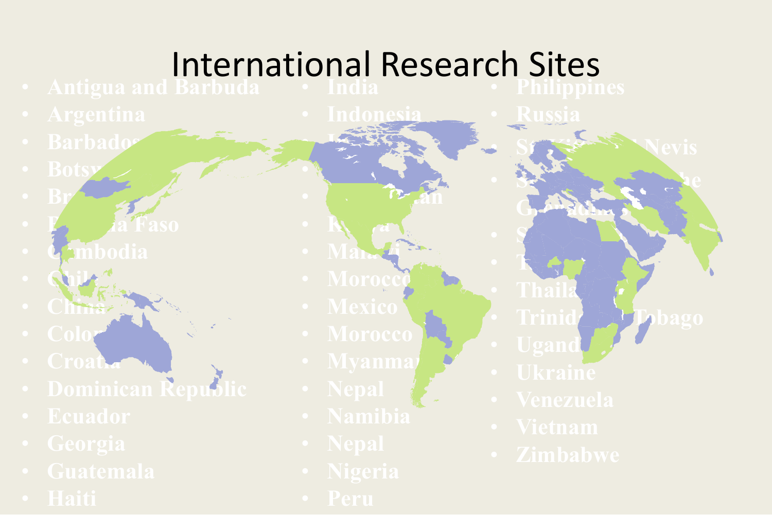# International Research Sites

- Antigua and Barbuda
- Argentina
- Barbados
- Botswana
- Brazil
- Burkina Faso
- Cambodia
- Chile
- China
- Colombia
- Croatia
- Dominican Republic
- Ecuador
- Georgia
- Guatemala
- Haiti
- India
- Indonesia
- I...
- ...
- ...an
- Kenya
- Malawi
- Morocco
- Mexico
- Morocco
- Myanmar
- Nepal
- Namibia
- Nepal
- Nigeria
- Peru
- Philippines
- Russia
- St. Kitts and Nevis
- St. Vincent and the Grenadines
- S...
- T...
- Thailand
- Trinidad and Tobago
- Uganda
- Ukraine
- Venezuela
- Vietnam
- Zimbabwe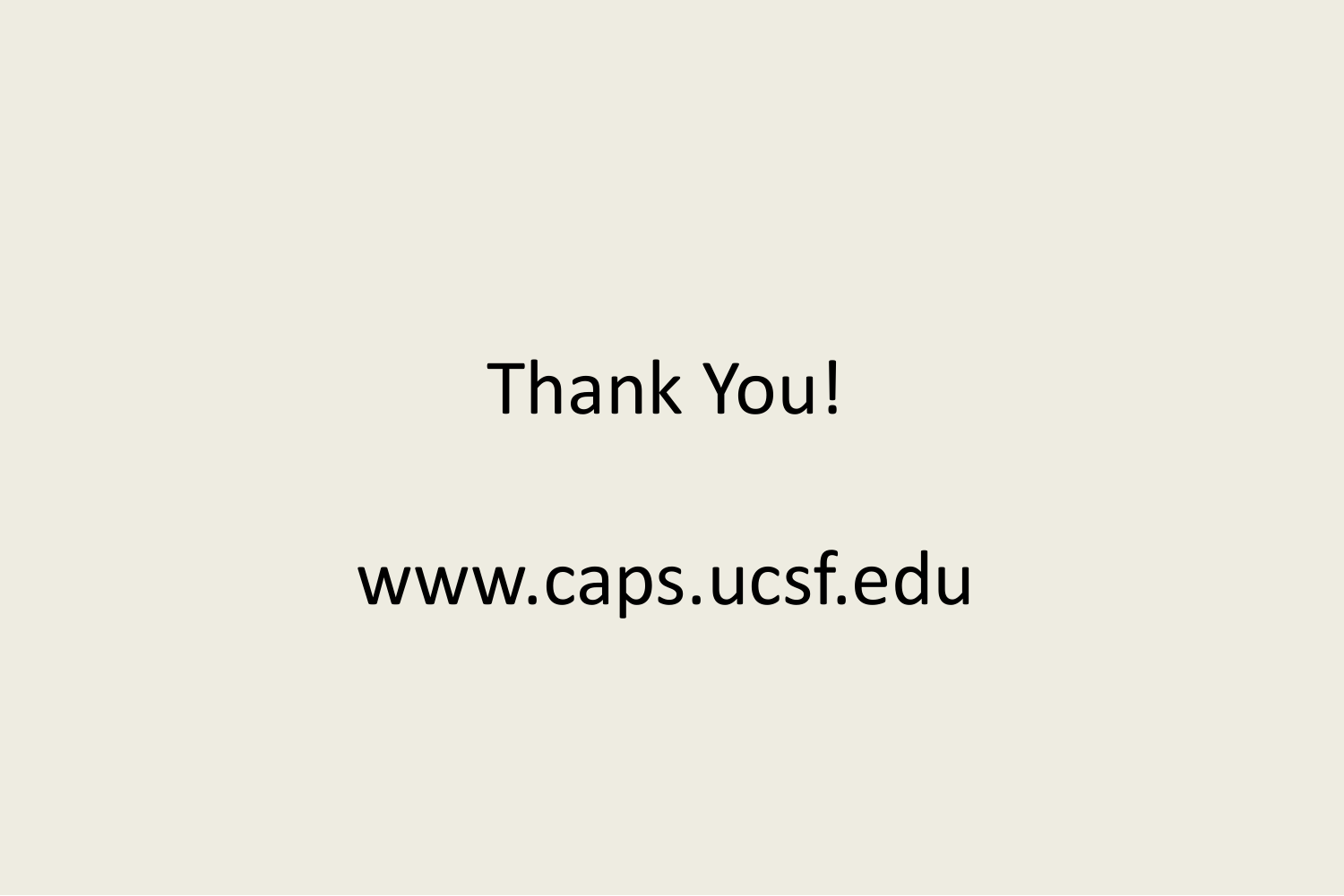Thank You!

www.caps.ucsf.edu